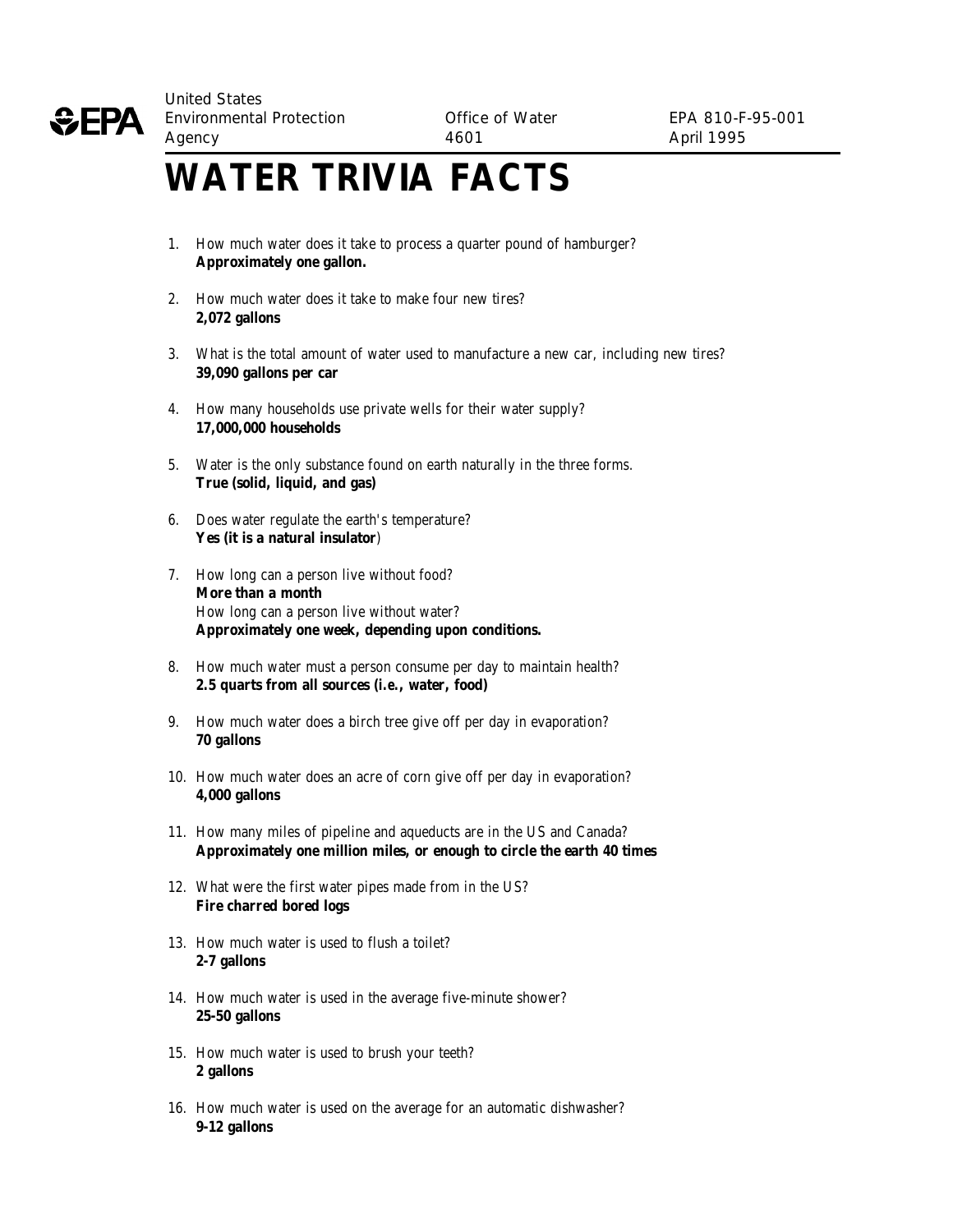United States Environmental Protection Agency | Office of Water 4601 | EPA 810-F-95-001 April 1995

# WATER TRIVIA FACTS

1. How much water does it take to process a quarter pound of hamburger?
   **Approximately one gallon.**

2. How much water does it take to make four new tires?
   **2,072 gallons**

3. What is the total amount of water used to manufacture a new car, including new tires?
   **39,090 gallons per car**

4. How many households use private wells for their water supply?
   **17,000,000 households**

5. Water is the only substance found on earth naturally in the three forms.
   **True (solid, liquid, and gas)**

6. Does water regulate the earth's temperature?
   **Yes (it is a natural insulator**)

7. How long can a person live without food?
   **More than a month**
   How long can a person live without water?
   **Approximately one week, depending upon conditions.**

8. How much water must a person consume per day to maintain health?
   **2.5 quarts from all sources (i.e., water, food)**

9. How much water does a birch tree give off per day in evaporation?
   **70 gallons**

10. How much water does an acre of corn give off per day in evaporation?
    **4,000 gallons**

11. How many miles of pipeline and aqueducts are in the US and Canada?
    **Approximately one million miles, or enough to circle the earth 40 times**

12. What were the first water pipes made from in the US?
    **Fire charred bored logs**

13. How much water is used to flush a toilet?
    **2-7 gallons**

14. How much water is used in the average five-minute shower?
    **25-50 gallons**

15. How much water is used to brush your teeth?
    **2 gallons**

16. How much water is used on the average for an automatic dishwasher?
    **9-12 gallons**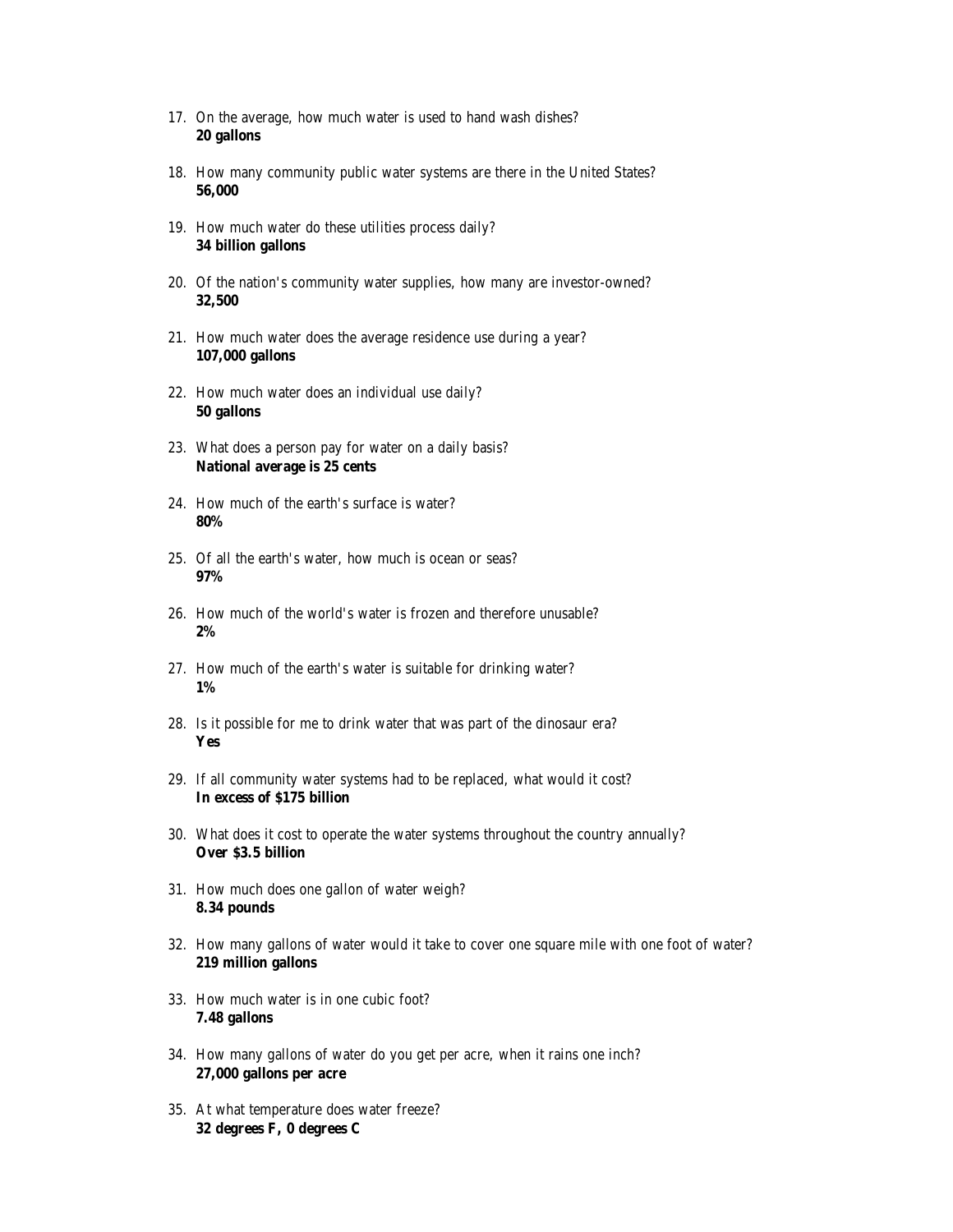17. On the average, how much water is used to hand wash dishes?
    **20 gallons**

18. How many community public water systems are there in the United States?
    **56,000**

19. How much water do these utilities process daily?
    **34 billion gallons**

20. Of the nation's community water supplies, how many are investor-owned?
    **32,500**

21. How much water does the average residence use during a year?
    **107,000 gallons**

22. How much water does an individual use daily?
    **50 gallons**

23. What does a person pay for water on a daily basis?
    **National average is 25 cents**

24. How much of the earth's surface is water?
    **80%**

25. Of all the earth's water, how much is ocean or seas?
    **97%**

26. How much of the world's water is frozen and therefore unusable?
    **2%**

27. How much of the earth's water is suitable for drinking water?
    **1%**

28. Is it possible for me to drink water that was part of the dinosaur era?
    **Yes**

29. If all community water systems had to be replaced, what would it cost?
    **In excess of $175 billion**

30. What does it cost to operate the water systems throughout the country annually?
    **Over $3.5 billion**

31. How much does one gallon of water weigh?
    **8.34 pounds**

32. How many gallons of water would it take to cover one square mile with one foot of water?
    **219 million gallons**

33. How much water is in one cubic foot?
    **7.48 gallons**

34. How many gallons of water do you get per acre, when it rains one inch?
    **27,000 gallons per acre**

35. At what temperature does water freeze?
    **32 degrees F, 0 degrees C**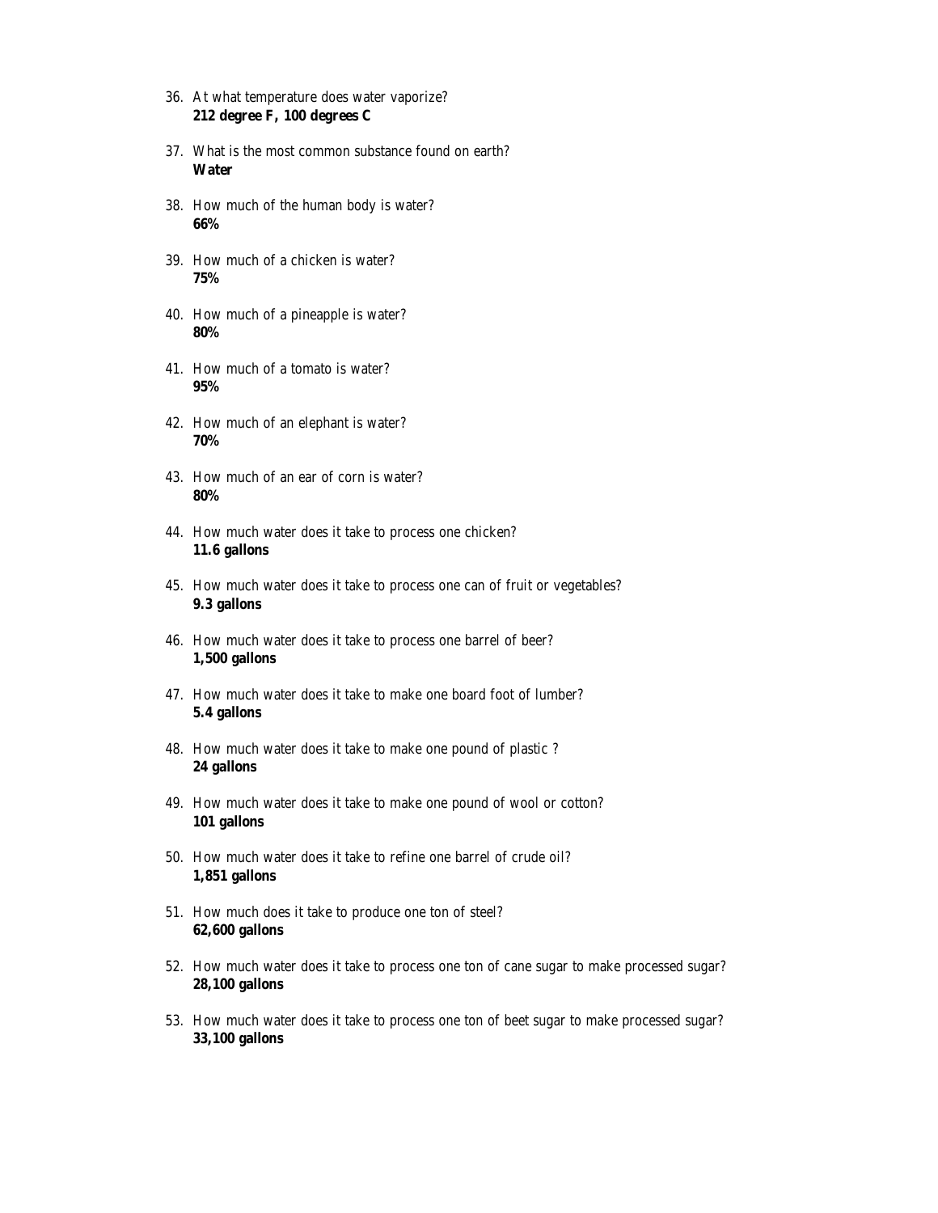36. At what temperature does water vaporize?
    **212 degree F, 100 degrees C**

37. What is the most common substance found on earth?
    **Water**

38. How much of the human body is water?
    **66%**

39. How much of a chicken is water?
    **75%**

40. How much of a pineapple is water?
    **80%**

41. How much of a tomato is water?
    **95%**

42. How much of an elephant is water?
    **70%**

43. How much of an ear of corn is water?
    **80%**

44. How much water does it take to process one chicken?
    **11.6 gallons**

45. How much water does it take to process one can of fruit or vegetables?
    **9.3 gallons**

46. How much water does it take to process one barrel of beer?
    **1,500 gallons**

47. How much water does it take to make one board foot of lumber?
    **5.4 gallons**

48. How much water does it take to make one pound of plastic ?
    **24 gallons**

49. How much water does it take to make one pound of wool or cotton?
    **101 gallons**

50. How much water does it take to refine one barrel of crude oil?
    **1,851 gallons**

51. How much does it take to produce one ton of steel?
    **62,600 gallons**

52. How much water does it take to process one ton of cane sugar to make processed sugar?
    **28,100 gallons**

53. How much water does it take to process one ton of beet sugar to make processed sugar?
    **33,100 gallons**